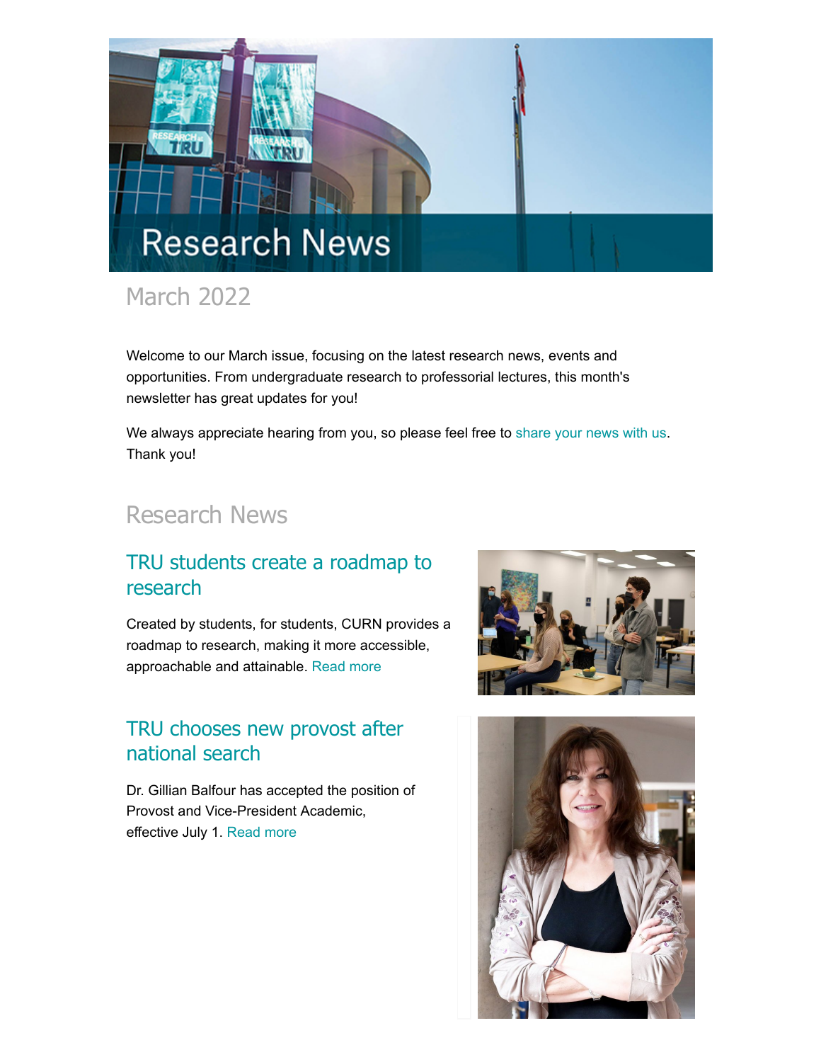# Research News

## March 2022

Welcome to our March issue, focusing on the latest research news, events and opportunities. From undergraduate research to professorial lectures, this month's newsletter has great updates for you!

We always appreciate hearing from you, so please feel free to share your news with us. Thank you!

## Research News

### TRU students create a roadmap to research

Created by students, for students, CURN provides a roadmap to research, making it more accessible, approachable and attainable. Read more

### TRU chooses new provost after national search

Dr. Gillian Balfour has accepted the position of Provost and Vice-President Academic, effective July 1. Read more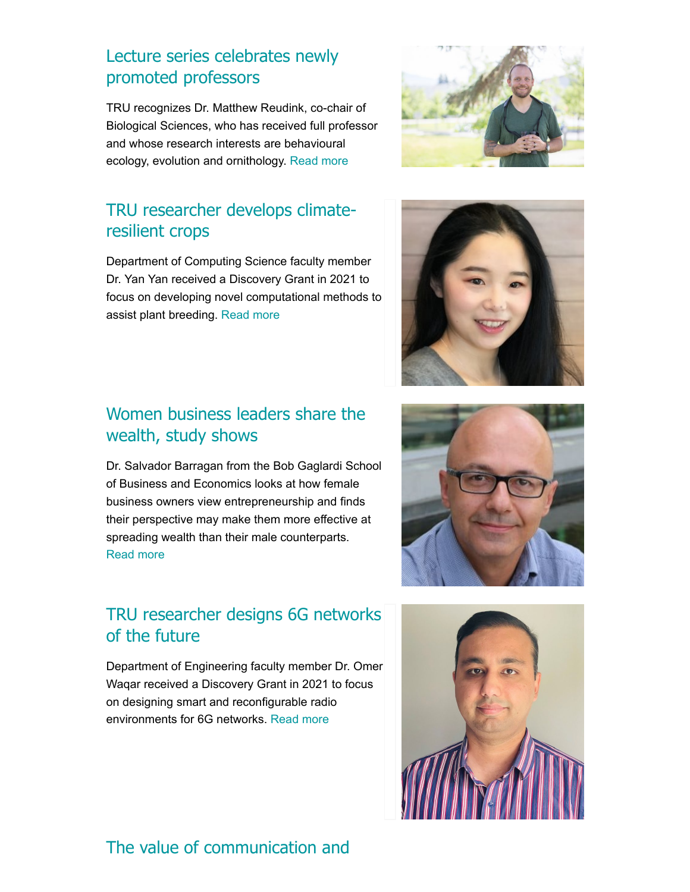## Lecture series celebrates newly promoted professors

TRU recognizes Dr. Matthew Reudink, co-chair of Biological Sciences, who has received full professor and whose research interests are behavioural ecology, evolution and ornithology. Read more

## TRU researcher develops climate-resilient crops

Department of Computing Science faculty member Dr. Yan Yan received a Discovery Grant in 2021 to focus on developing novel computational methods to assist plant breeding. Read more

## Women business leaders share the wealth, study shows

Dr. Salvador Barragan from the Bob Gaglardi School of Business and Economics looks at how female business owners view entrepreneurship and finds their perspective may make them more effective at spreading wealth than their male counterparts. Read more

## TRU researcher designs 6G networks of the future

Department of Engineering faculty member Dr. Omer Waqar received a Discovery Grant in 2021 to focus on designing smart and reconfigurable radio environments for 6G networks. Read more

## The value of communication and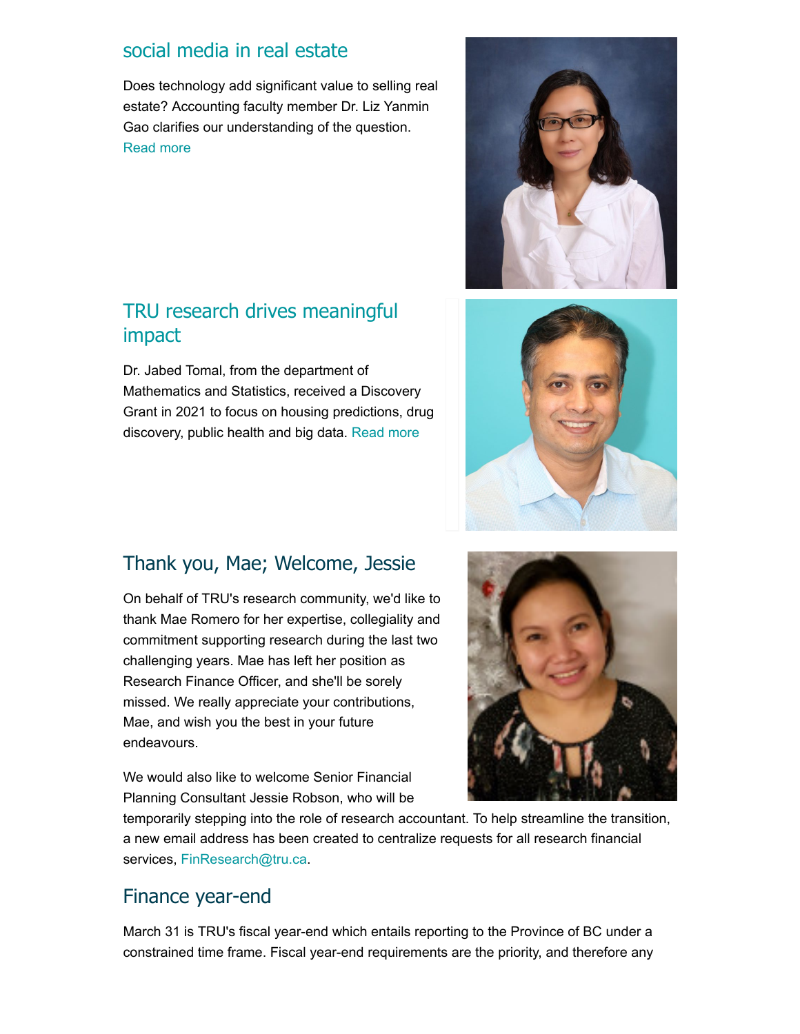## social media in real estate

Does technology add significant value to selling real estate? Accounting faculty member Dr. Liz Yanmin Gao clarifies our understanding of the question. Read more

## TRU research drives meaningful impact

Dr. Jabed Tomal, from the department of Mathematics and Statistics, received a Discovery Grant in 2021 to focus on housing predictions, drug discovery, public health and big data. Read more

## Thank you, Mae; Welcome, Jessie

On behalf of TRU's research community, we'd like to thank Mae Romero for her expertise, collegiality and commitment supporting research during the last two challenging years. Mae has left her position as Research Finance Officer, and she'll be sorely missed. We really appreciate your contributions, Mae, and wish you the best in your future endeavours.

We would also like to welcome Senior Financial Planning Consultant Jessie Robson, who will be temporarily stepping into the role of research accountant. To help streamline the transition, a new email address has been created to centralize requests for all research financial services, FinResearch@tru.ca.

## Finance year-end

March 31 is TRU's fiscal year-end which entails reporting to the Province of BC under a constrained time frame. Fiscal year-end requirements are the priority, and therefore any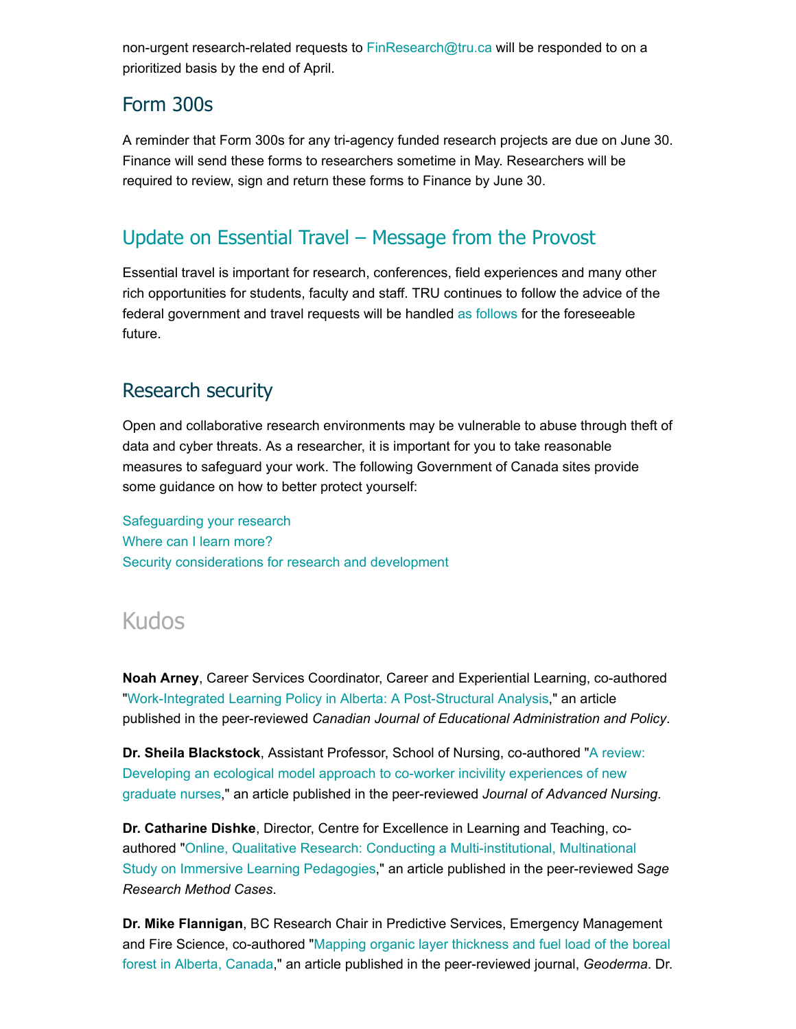non-urgent research-related requests to FinResearch@tru.ca will be responded to on a prioritized basis by the end of April.

## Form 300s

A reminder that Form 300s for any tri-agency funded research projects are due on June 30. Finance will send these forms to researchers sometime in May. Researchers will be required to review, sign and return these forms to Finance by June 30.

## Update on Essential Travel – Message from the Provost

Essential travel is important for research, conferences, field experiences and many other rich opportunities for students, faculty and staff. TRU continues to follow the advice of the federal government and travel requests will be handled as follows for the foreseeable future.

## Research security

Open and collaborative research environments may be vulnerable to abuse through theft of data and cyber threats. As a researcher, it is important for you to take reasonable measures to safeguard your work. The following Government of Canada sites provide some guidance on how to better protect yourself:

Safeguarding your research
Where can I learn more?
Security considerations for research and development

# Kudos

**Noah Arney**, Career Services Coordinator, Career and Experiential Learning, co-authored "Work-Integrated Learning Policy in Alberta: A Post-Structural Analysis," an article published in the peer-reviewed *Canadian Journal of Educational Administration and Policy*.

**Dr. Sheila Blackstock**, Assistant Professor, School of Nursing, co-authored "A review: Developing an ecological model approach to co-worker incivility experiences of new graduate nurses," an article published in the peer-reviewed *Journal of Advanced Nursing*.

**Dr. Catharine Dishke**, Director, Centre for Excellence in Learning and Teaching, co-authored "Online, Qualitative Research: Conducting a Multi-institutional, Multinational Study on Immersive Learning Pedagogies," an article published in the peer-reviewed S*age Research Method Cases*.

**Dr. Mike Flannigan**, BC Research Chair in Predictive Services, Emergency Management and Fire Science, co-authored "Mapping organic layer thickness and fuel load of the boreal forest in Alberta, Canada," an article published in the peer-reviewed journal, *Geoderma*. Dr.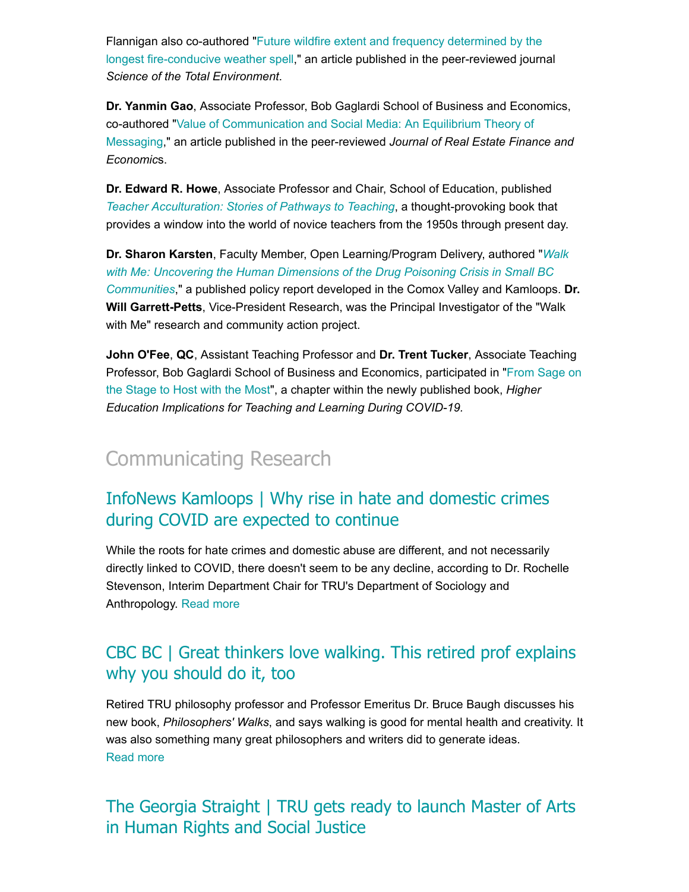Flannigan also co-authored "Future wildfire extent and frequency determined by the longest fire-conducive weather spell," an article published in the peer-reviewed journal *Science of the Total Environment*.

**Dr. Yanmin Gao**, Associate Professor, Bob Gaglardi School of Business and Economics, co-authored "Value of Communication and Social Media: An Equilibrium Theory of Messaging," an article published in the peer-reviewed *Journal of Real Estate Finance and Economic*s.

**Dr. Edward R. Howe**, Associate Professor and Chair, School of Education, published *Teacher Acculturation: Stories of Pathways to Teaching*, a thought-provoking book that provides a window into the world of novice teachers from the 1950s through present day.

**Dr. Sharon Karsten**, Faculty Member, Open Learning/Program Delivery, authored "*Walk with Me: Uncovering the Human Dimensions of the Drug Poisoning Crisis in Small BC Communities*," a published policy report developed in the Comox Valley and Kamloops. **Dr. Will Garrett-Petts**, Vice-President Research, was the Principal Investigator of the "Walk with Me" research and community action project.

**John O'Fee**, **QC**, Assistant Teaching Professor and **Dr. Trent Tucker**, Associate Teaching Professor, Bob Gaglardi School of Business and Economics, participated in "From Sage on the Stage to Host with the Most", a chapter within the newly published book, *Higher Education Implications for Teaching and Learning During COVID-19*.

# Communicating Research

## InfoNews Kamloops | Why rise in hate and domestic crimes during COVID are expected to continue

While the roots for hate crimes and domestic abuse are different, and not necessarily directly linked to COVID, there doesn't seem to be any decline, according to Dr. Rochelle Stevenson, Interim Department Chair for TRU's Department of Sociology and Anthropology. Read more

## CBC BC | Great thinkers love walking. This retired prof explains why you should do it, too

Retired TRU philosophy professor and Professor Emeritus Dr. Bruce Baugh discusses his new book, *Philosophers' Walks*, and says walking is good for mental health and creativity. It was also something many great philosophers and writers did to generate ideas. Read more

## The Georgia Straight | TRU gets ready to launch Master of Arts in Human Rights and Social Justice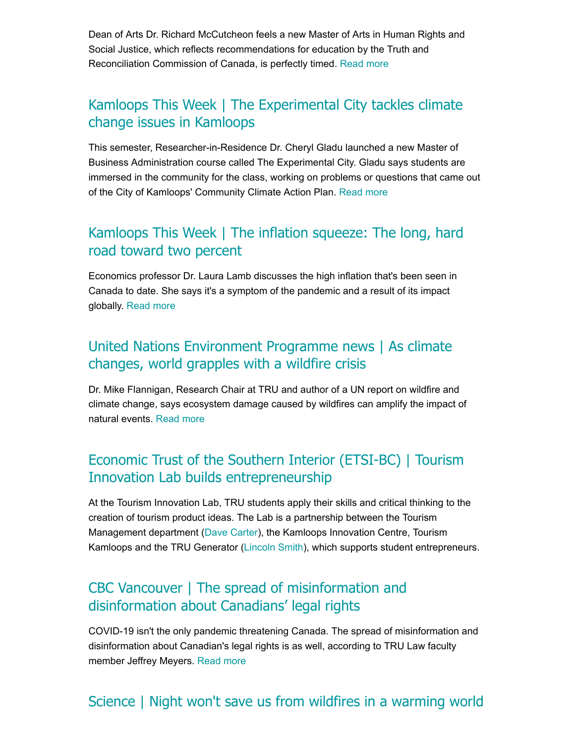Dean of Arts Dr. Richard McCutcheon feels a new Master of Arts in Human Rights and Social Justice, which reflects recommendations for education by the Truth and Reconciliation Commission of Canada, is perfectly timed. Read more

## Kamloops This Week | The Experimental City tackles climate change issues in Kamloops

This semester, Researcher-in-Residence Dr. Cheryl Gladu launched a new Master of Business Administration course called The Experimental City. Gladu says students are immersed in the community for the class, working on problems or questions that came out of the City of Kamloops' Community Climate Action Plan. Read more

## Kamloops This Week | The inflation squeeze: The long, hard road toward two percent

Economics professor Dr. Laura Lamb discusses the high inflation that's been seen in Canada to date. She says it's a symptom of the pandemic and a result of its impact globally. Read more

## United Nations Environment Programme news | As climate changes, world grapples with a wildfire crisis

Dr. Mike Flannigan, Research Chair at TRU and author of a UN report on wildfire and climate change, says ecosystem damage caused by wildfires can amplify the impact of natural events. Read more

## Economic Trust of the Southern Interior (ETSI-BC) | Tourism Innovation Lab builds entrepreneurship

At the Tourism Innovation Lab, TRU students apply their skills and critical thinking to the creation of tourism product ideas. The Lab is a partnership between the Tourism Management department (Dave Carter), the Kamloops Innovation Centre, Tourism Kamloops and the TRU Generator (Lincoln Smith), which supports student entrepreneurs.

## CBC Vancouver | The spread of misinformation and disinformation about Canadians' legal rights

COVID-19 isn't the only pandemic threatening Canada. The spread of misinformation and disinformation about Canadian's legal rights is as well, according to TRU Law faculty member Jeffrey Meyers. Read more

## Science | Night won't save us from wildfires in a warming world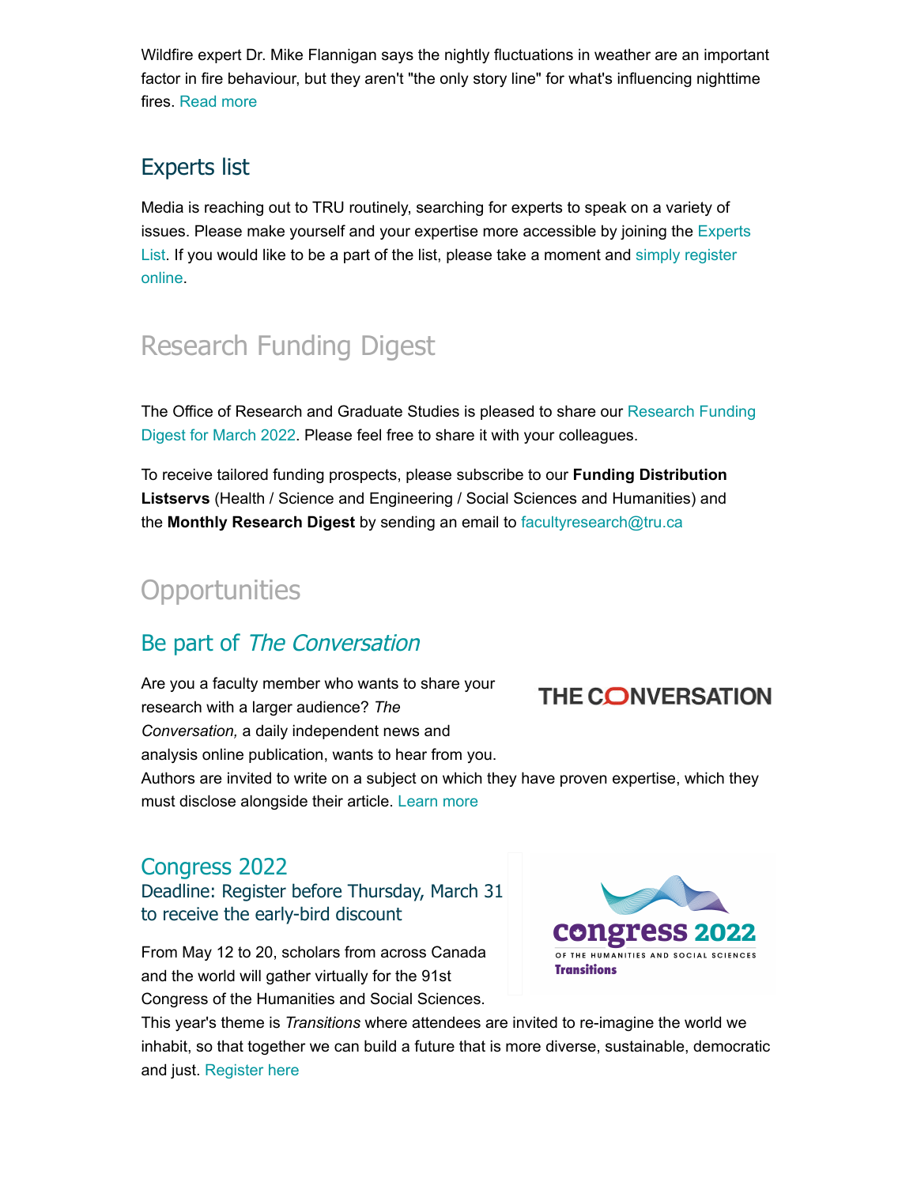Wildfire expert Dr. Mike Flannigan says the nightly fluctuations in weather are an important factor in fire behaviour, but they aren't "the only story line" for what's influencing nighttime fires. Read more

## Experts list

Media is reaching out to TRU routinely, searching for experts to speak on a variety of issues. Please make yourself and your expertise more accessible by joining the Experts List. If you would like to be a part of the list, please take a moment and simply register online.

# Research Funding Digest

The Office of Research and Graduate Studies is pleased to share our Research Funding Digest for March 2022. Please feel free to share it with your colleagues.

To receive tailored funding prospects, please subscribe to our **Funding Distribution Listservs** (Health / Science and Engineering / Social Sciences and Humanities) and the **Monthly Research Digest** by sending an email to facultyresearch@tru.ca

# Opportunities

## Be part of *The Conversation*

Are you a faculty member who wants to share your research with a larger audience? *The Conversation,* a daily independent news and analysis online publication, wants to hear from you. Authors are invited to write on a subject on which they have proven expertise, which they must disclose alongside their article. Learn more

## Congress 2022

### Deadline: Register before Thursday, March 31 to receive the early-bird discount

From May 12 to 20, scholars from across Canada and the world will gather virtually for the 91st Congress of the Humanities and Social Sciences. This year's theme is *Transitions* where attendees are invited to re-imagine the world we inhabit, so that together we can build a future that is more diverse, sustainable, democratic and just. Register here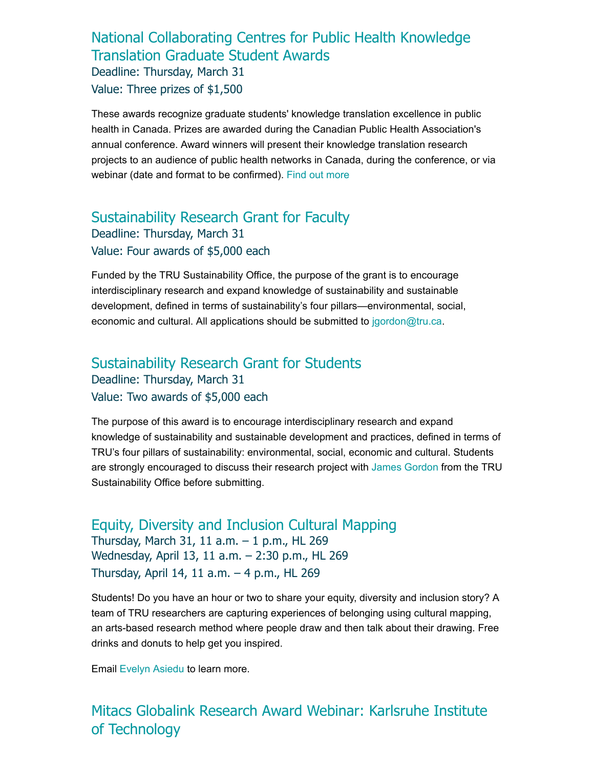## National Collaborating Centres for Public Health Knowledge Translation Graduate Student Awards

Deadline: Thursday, March 31

Value: Three prizes of $1,500

These awards recognize graduate students' knowledge translation excellence in public health in Canada. Prizes are awarded during the Canadian Public Health Association's annual conference. Award winners will present their knowledge translation research projects to an audience of public health networks in Canada, during the conference, or via webinar (date and format to be confirmed). Find out more

## Sustainability Research Grant for Faculty

Deadline: Thursday, March 31

Value: Four awards of $5,000 each

Funded by the TRU Sustainability Office, the purpose of the grant is to encourage interdisciplinary research and expand knowledge of sustainability and sustainable development, defined in terms of sustainability's four pillars—environmental, social, economic and cultural. All applications should be submitted to jgordon@tru.ca.

## Sustainability Research Grant for Students

Deadline: Thursday, March 31

Value: Two awards of $5,000 each

The purpose of this award is to encourage interdisciplinary research and expand knowledge of sustainability and sustainable development and practices, defined in terms of TRU's four pillars of sustainability: environmental, social, economic and cultural. Students are strongly encouraged to discuss their research project with James Gordon from the TRU Sustainability Office before submitting.

## Equity, Diversity and Inclusion Cultural Mapping

Thursday, March 31, 11 a.m. – 1 p.m., HL 269

Wednesday, April 13, 11 a.m. – 2:30 p.m., HL 269

Thursday, April 14, 11 a.m. – 4 p.m., HL 269

Students! Do you have an hour or two to share your equity, diversity and inclusion story? A team of TRU researchers are capturing experiences of belonging using cultural mapping, an arts-based research method where people draw and then talk about their drawing. Free drinks and donuts to help get you inspired.

Email Evelyn Asiedu to learn more.

## Mitacs Globalink Research Award Webinar: Karlsruhe Institute of Technology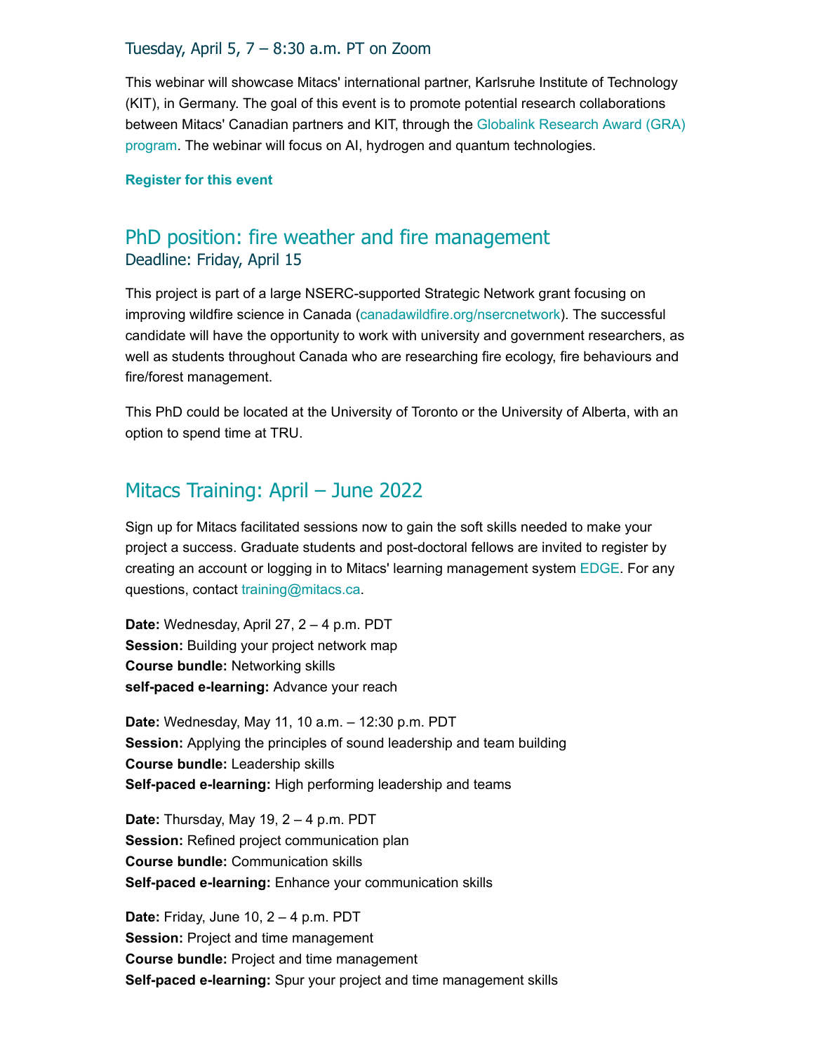### Tuesday, April 5, 7 – 8:30 a.m. PT on Zoom

This webinar will showcase Mitacs' international partner, Karlsruhe Institute of Technology (KIT), in Germany. The goal of this event is to promote potential research collaborations between Mitacs' Canadian partners and KIT, through the Globalink Research Award (GRA) program. The webinar will focus on AI, hydrogen and quantum technologies.

**Register for this event**

## PhD position: fire weather and fire management

### Deadline: Friday, April 15

This project is part of a large NSERC-supported Strategic Network grant focusing on improving wildfire science in Canada (canadawildfire.org/nsercnetwork). The successful candidate will have the opportunity to work with university and government researchers, as well as students throughout Canada who are researching fire ecology, fire behaviours and fire/forest management.

This PhD could be located at the University of Toronto or the University of Alberta, with an option to spend time at TRU.

## Mitacs Training: April – June 2022

Sign up for Mitacs facilitated sessions now to gain the soft skills needed to make your project a success. Graduate students and post-doctoral fellows are invited to register by creating an account or logging in to Mitacs' learning management system EDGE. For any questions, contact training@mitacs.ca.

**Date:** Wednesday, April 27, 2 – 4 p.m. PDT
**Session:** Building your project network map
**Course bundle:** Networking skills
**self-paced e-learning:** Advance your reach

**Date:** Wednesday, May 11, 10 a.m. – 12:30 p.m. PDT
**Session:** Applying the principles of sound leadership and team building
**Course bundle:** Leadership skills
**Self-paced e-learning:** High performing leadership and teams

**Date:** Thursday, May 19, 2 – 4 p.m. PDT
**Session:** Refined project communication plan
**Course bundle:** Communication skills
**Self-paced e-learning:** Enhance your communication skills

**Date:** Friday, June 10, 2 – 4 p.m. PDT
**Session:** Project and time management
**Course bundle:** Project and time management
**Self-paced e-learning:** Spur your project and time management skills